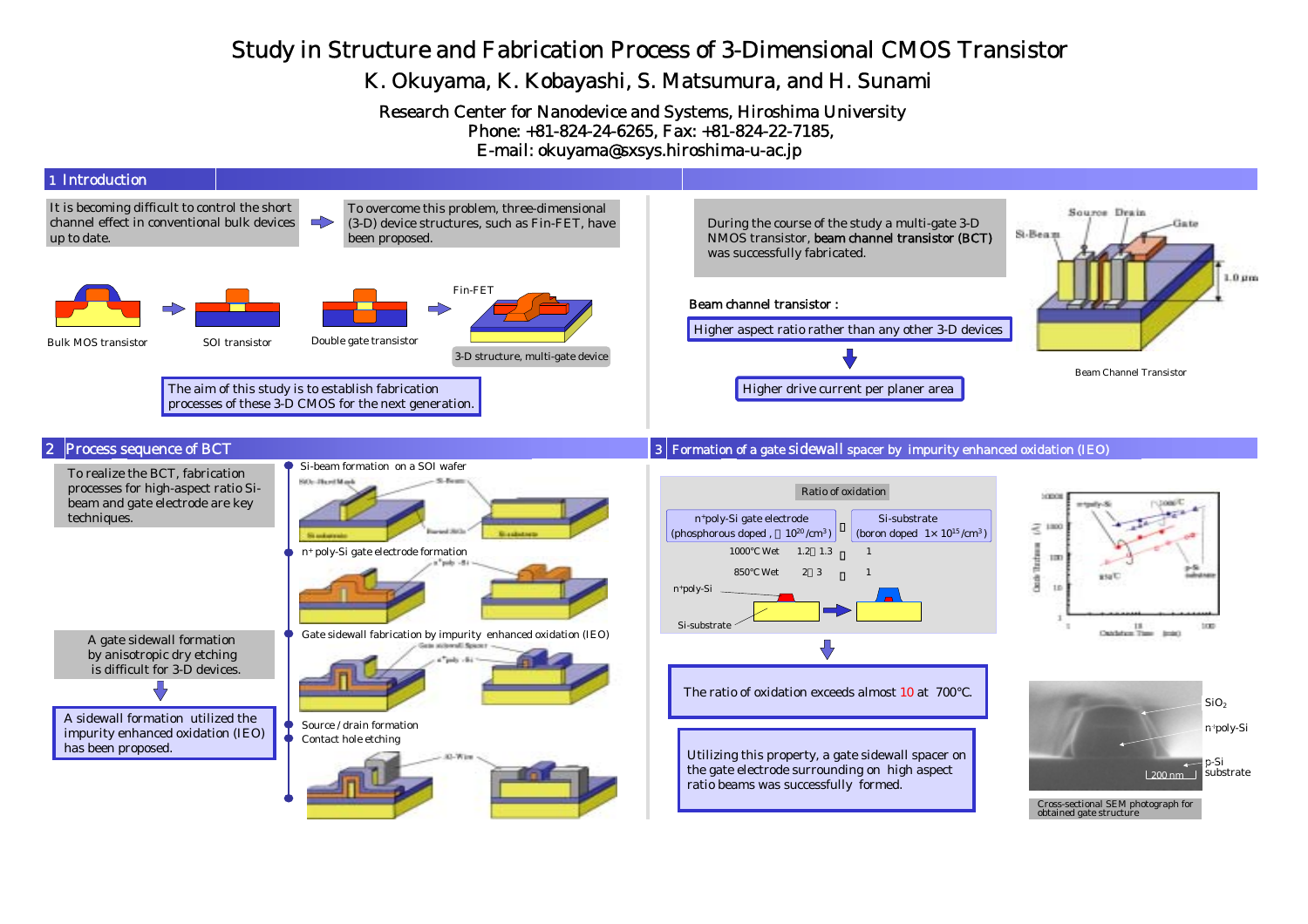# Study in Structure and Fabrication Process of 3-Dimensional CMOS Transistor

K. Okuyama, K. Kobayashi, S. Matsumura, and H. Sunami

Research Center for Nanodevice and Systems, Hiroshima University
Phone: +81-824-24-6265, Fax: +81-824-22-7185,
E-mail: okuyama@sxsys.hiroshima-u-ac.jp

## 1 Introduction

It is becoming difficult to control the short channel effect in conventional bulk devices up to date.

To overcome this problem, three-dimensional (3-D) device structures, such as Fin-FET, have been proposed.

Bulk MOS transistor → SOI transistor → Double gate transistor → Fin-FET

3-D structure, multi-gate device

The aim of this study is to establish fabrication processes of these 3-D CMOS for the next generation.

During the course of the study a multi-gate 3-D NMOS transistor, **beam channel transistor (BCT)** was successfully fabricated.

**Beam channel transistor :**

Higher aspect ratio rather than any other 3-D devices

↓

Higher drive current per planer area

Si-Beam, Source, Drain, Gate, 1.0 μm

Beam Channel Transistor

## 2 Process sequence of BCT

To realize the BCT, fabrication processes for high-aspect ratio Si-beam and gate electrode are key techniques.

A gate sidewall formation by anisotropic dry etching is difficult for 3-D devices.

↓

A sidewall formation utilized the impurity enhanced oxidation (IEO) has been proposed.

- Si-beam formation on a SOI wafer
- $n^+$ poly-Si gate electrode formation
- Gate sidewall fabrication by impurity enhanced oxidation (IEO)
- Source / drain formation
- Contact hole etching

## 3 Formation of a gate sidewall spacer by impurity enhanced oxidation (IEO)

Ratio of oxidation

| | $n^+$poly-Si gate electrode (phosphorous doped , ～ $10^{20}$ /cm$^3$) | : | Si-substrate (boron doped $1\times10^{15}$/cm$^3$) |
|---|---|---|---|
| 1000°C Wet | 1.2～1.3 | : | 1 |
| 850°C Wet | 2～3 | : | 1 |

$n^+$poly-Si, Si-substrate

↓

The ratio of oxidation exceeds almost 10 at 700°C.

Utilizing this property, a gate sidewall spacer on the gate electrode surrounding on high aspect ratio beams was successfully formed.

$SiO_2$, $n^+$poly-Si, p-Si substrate, 200 nm

Cross-sectional SEM photograph for obtained gate structure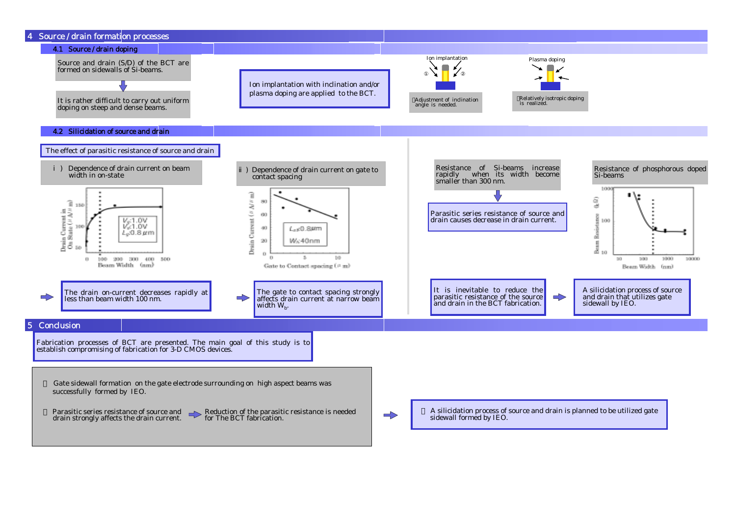## 4 Source / drain formation processes

### 4.1 Source / drain doping

Source and drain (S/D) of the BCT are formed on sidewalls of Si-beams.

It is rather difficult to carry out uniform doping on steep and dense beams.

Ion implantation with inclination and/or plasma doping are applied to the BCT.

Ion implantation

① ②

Adjustment of inclination angle is needed.

Plasma doping

Relatively isotropic doping is realized.

### 4.2 Silicidation of source and drain

The effect of parasitic resistance of source and drain

i ) Dependence of drain current on beam width in on-state

Drain Current in On State (μA/μm)

150

100

50

0 100 200 300 400 500

Beam Width (nm)

$V_g$:1.0V
$V_d$:1.0V
$L_g$:0.8 μm

The drain on-current decreases rapidly at less than beam width 100 nm.

ii ) Dependence of drain current on gate to contact spacing

Drain Current (μA/μm)

80

60

40

20

0

0 5 10

Gate to Contact spacing (μm)

$L_g$:0.8μm
$W_b$:40nm

The gate to contact spacing strongly affects drain current at narrow beam width $W_b$.

Resistance of Si-beams increase rapidly when its width become smaller than 300 nm.

Parasitic series resistance of source and drain causes decrease in drain current.

Resistance of phosphorous doped Si-beams

Beam Resistance (kΩ)

1000

100

10

10 100 1000 10000

Beam Width (nm)

It is inevitable to reduce the parasitic resistance of the source and drain in the BCT fabrication.

A silicidation process of source and drain that utilizes gate sidewall by IEO.

## 5 Conclusion

Fabrication processes of BCT are presented. The main goal of this study is to establish compromising of fabrication for 3-D CMOS devices.

- Gate sidewall formation on the gate electrode surrounding on high aspect beams was successfully formed by IEO.
- Parasitic series resistance of source and drain strongly affects the drain current. → Reduction of the parasitic resistance is needed for The BCT fabrication.

→ A silicidation process of source and drain is planned to be utilized gate sidewall formed by IEO.